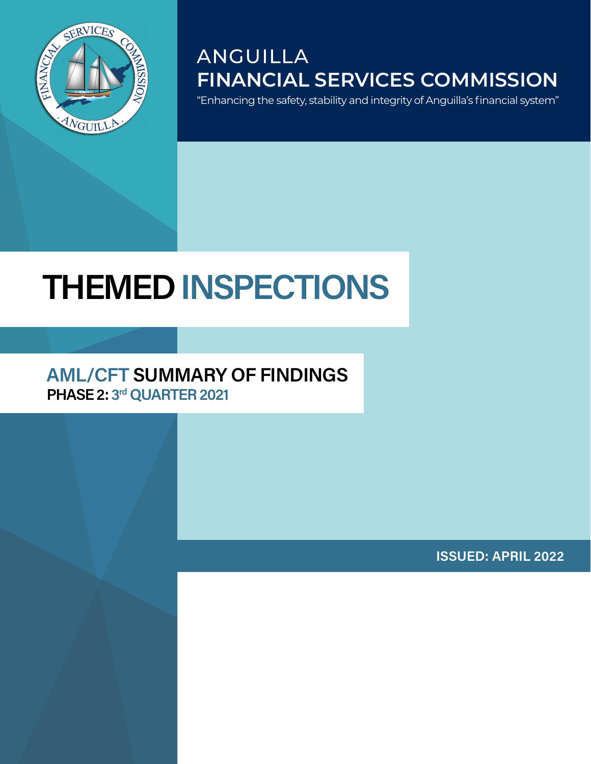ANGUILLA
**FINANCIAL SERVICES COMMISSION**

"Enhancing the safety, stability and integrity of Anguilla's financial system"

# THEMED INSPECTIONS

## AML/CFT SUMMARY OF FINDINGS

**PHASE 2: 3rd QUARTER 2021**

**ISSUED: APRIL 2022**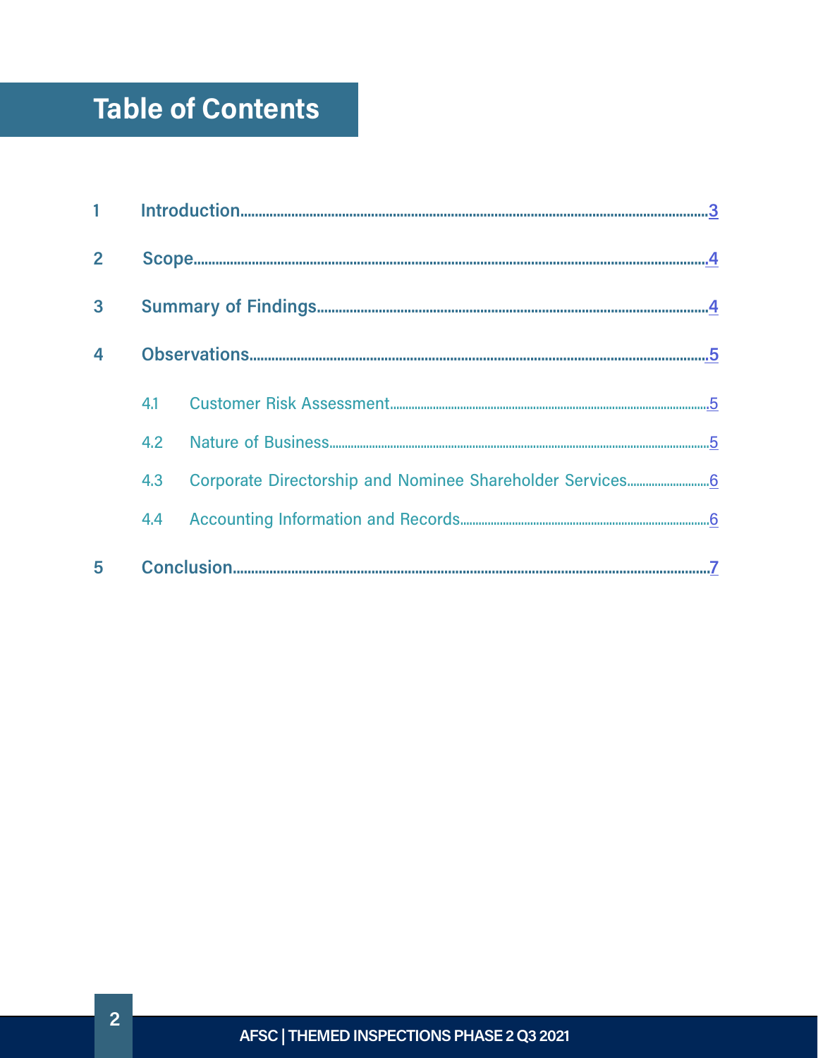# Table of Contents

| | | |
|---|---|---|
| 1 | Introduction | 3 |
| 2 | Scope | 4 |
| 3 | Summary of Findings | 4 |
| 4 | Observations | 5 |
| 4.1 | Customer Risk Assessment | 5 |
| 4.2 | Nature of Business | 5 |
| 4.3 | Corporate Directorship and Nominee Shareholder Services | 6 |
| 4.4 | Accounting Information and Records | 6 |
| 5 | Conclusion | 7 |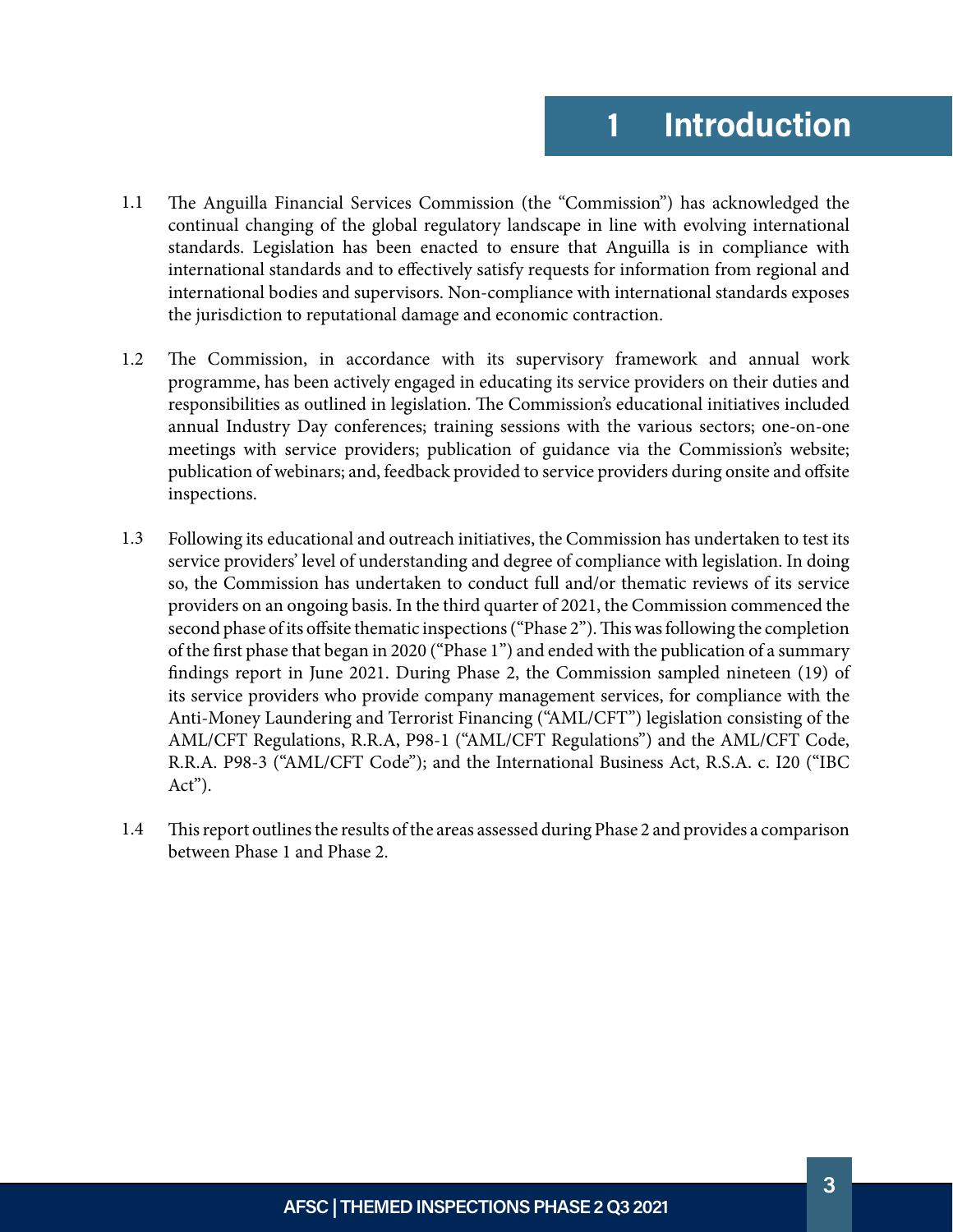# 1 Introduction

1.1 The Anguilla Financial Services Commission (the "Commission") has acknowledged the continual changing of the global regulatory landscape in line with evolving international standards. Legislation has been enacted to ensure that Anguilla is in compliance with international standards and to effectively satisfy requests for information from regional and international bodies and supervisors. Non-compliance with international standards exposes the jurisdiction to reputational damage and economic contraction.

1.2 The Commission, in accordance with its supervisory framework and annual work programme, has been actively engaged in educating its service providers on their duties and responsibilities as outlined in legislation. The Commission's educational initiatives included annual Industry Day conferences; training sessions with the various sectors; one-on-one meetings with service providers; publication of guidance via the Commission's website; publication of webinars; and, feedback provided to service providers during onsite and offsite inspections.

1.3 Following its educational and outreach initiatives, the Commission has undertaken to test its service providers' level of understanding and degree of compliance with legislation. In doing so, the Commission has undertaken to conduct full and/or thematic reviews of its service providers on an ongoing basis. In the third quarter of 2021, the Commission commenced the second phase of its offsite thematic inspections ("Phase 2"). This was following the completion of the first phase that began in 2020 ("Phase 1") and ended with the publication of a summary findings report in June 2021. During Phase 2, the Commission sampled nineteen (19) of its service providers who provide company management services, for compliance with the Anti-Money Laundering and Terrorist Financing ("AML/CFT") legislation consisting of the AML/CFT Regulations, R.R.A, P98-1 ("AML/CFT Regulations") and the AML/CFT Code, R.R.A. P98-3 ("AML/CFT Code"); and the International Business Act, R.S.A. c. I20 ("IBC Act").

1.4 This report outlines the results of the areas assessed during Phase 2 and provides a comparison between Phase 1 and Phase 2.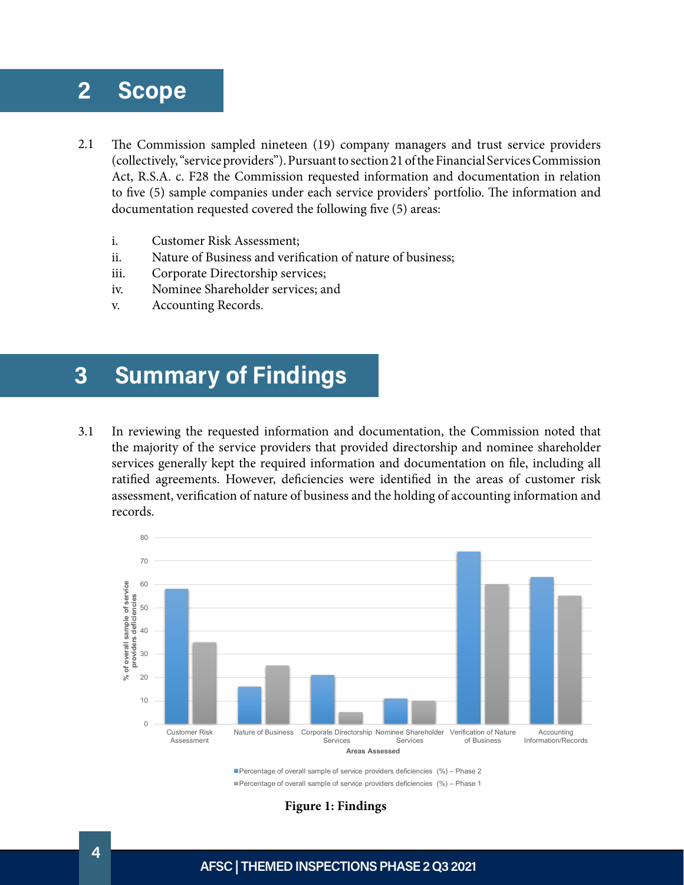## 2 Scope

2.1 The Commission sampled nineteen (19) company managers and trust service providers (collectively, "service providers"). Pursuant to section 21 of the Financial Services Commission Act, R.S.A. c. F28 the Commission requested information and documentation in relation to five (5) sample companies under each service providers' portfolio. The information and documentation requested covered the following five (5) areas:

i. Customer Risk Assessment;
ii. Nature of Business and verification of nature of business;
iii. Corporate Directorship services;
iv. Nominee Shareholder services; and
v. Accounting Records.

## 3 Summary of Findings

3.1 In reviewing the requested information and documentation, the Commission noted that the majority of the service providers that provided directorship and nominee shareholder services generally kept the required information and documentation on file, including all ratified agreements. However, deficiencies were identified in the areas of customer risk assessment, verification of nature of business and the holding of accounting information and records.

**Figure 1: Findings**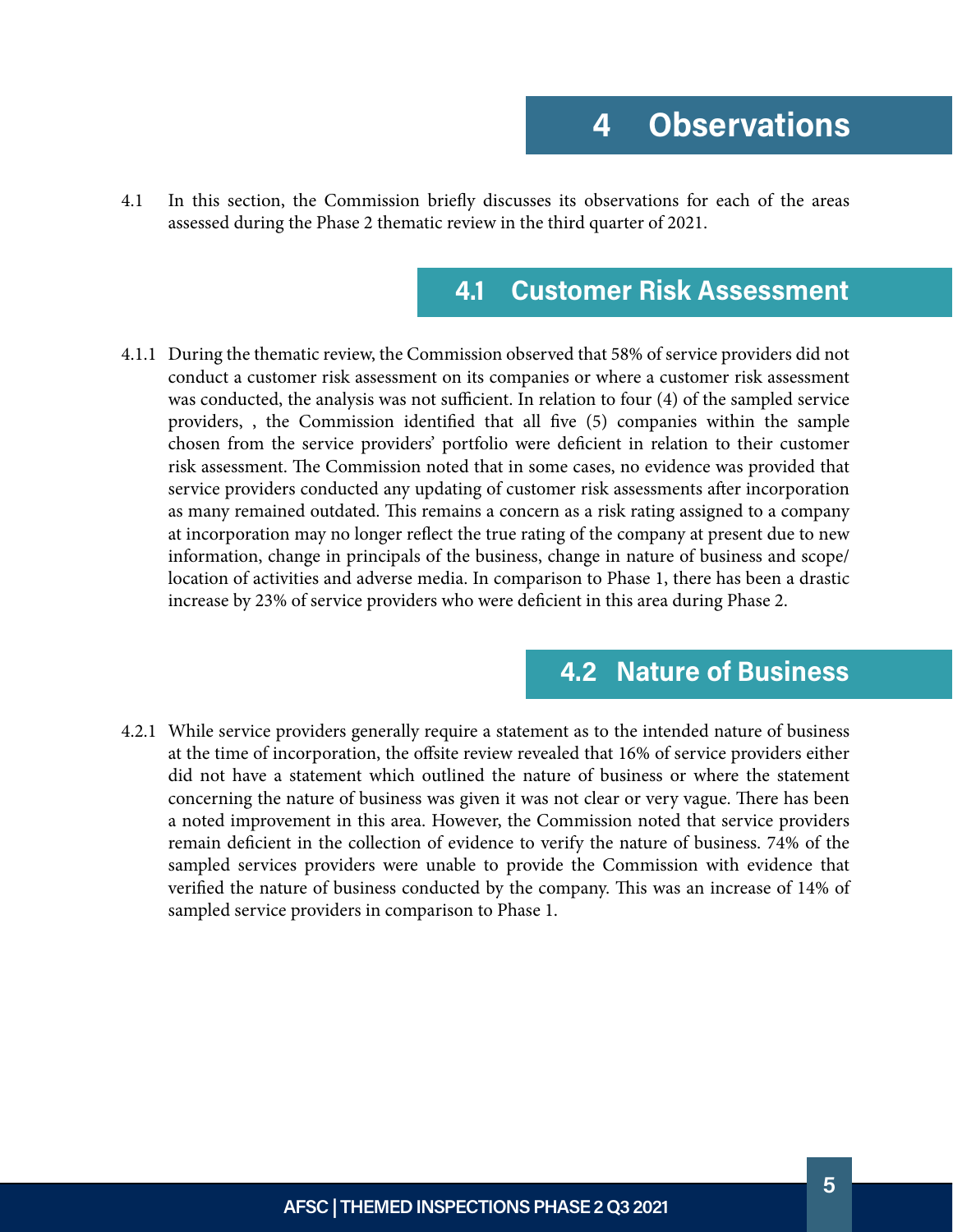# 4 Observations

4.1 In this section, the Commission briefly discusses its observations for each of the areas assessed during the Phase 2 thematic review in the third quarter of 2021.

## 4.1 Customer Risk Assessment

4.1.1 During the thematic review, the Commission observed that 58% of service providers did not conduct a customer risk assessment on its companies or where a customer risk assessment was conducted, the analysis was not sufficient. In relation to four (4) of the sampled service providers, , the Commission identified that all five (5) companies within the sample chosen from the service providers' portfolio were deficient in relation to their customer risk assessment. The Commission noted that in some cases, no evidence was provided that service providers conducted any updating of customer risk assessments after incorporation as many remained outdated. This remains a concern as a risk rating assigned to a company at incorporation may no longer reflect the true rating of the company at present due to new information, change in principals of the business, change in nature of business and scope/location of activities and adverse media. In comparison to Phase 1, there has been a drastic increase by 23% of service providers who were deficient in this area during Phase 2.

## 4.2 Nature of Business

4.2.1 While service providers generally require a statement as to the intended nature of business at the time of incorporation, the offsite review revealed that 16% of service providers either did not have a statement which outlined the nature of business or where the statement concerning the nature of business was given it was not clear or very vague. There has been a noted improvement in this area. However, the Commission noted that service providers remain deficient in the collection of evidence to verify the nature of business. 74% of the sampled services providers were unable to provide the Commission with evidence that verified the nature of business conducted by the company. This was an increase of 14% of sampled service providers in comparison to Phase 1.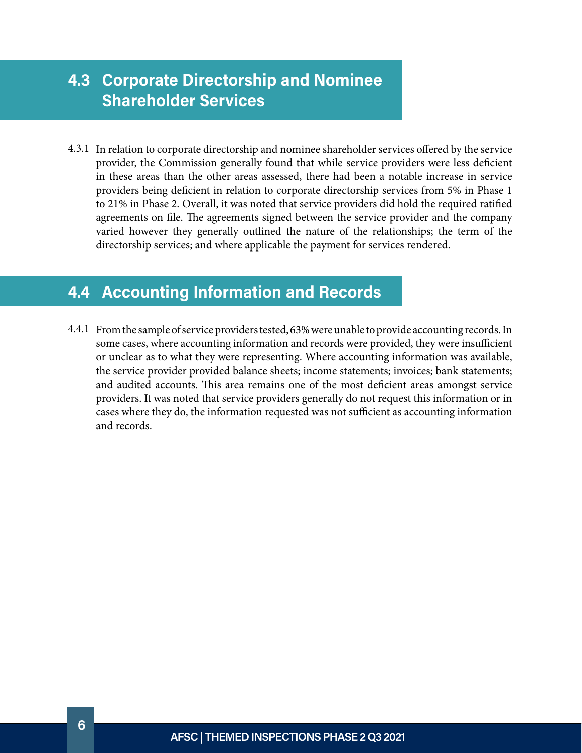## 4.3 Corporate Directorship and Nominee Shareholder Services

4.3.1 In relation to corporate directorship and nominee shareholder services offered by the service provider, the Commission generally found that while service providers were less deficient in these areas than the other areas assessed, there had been a notable increase in service providers being deficient in relation to corporate directorship services from 5% in Phase 1 to 21% in Phase 2. Overall, it was noted that service providers did hold the required ratified agreements on file. The agreements signed between the service provider and the company varied however they generally outlined the nature of the relationships; the term of the directorship services; and where applicable the payment for services rendered.

## 4.4 Accounting Information and Records

4.4.1 From the sample of service providers tested, 63% were unable to provide accounting records. In some cases, where accounting information and records were provided, they were insufficient or unclear as to what they were representing. Where accounting information was available, the service provider provided balance sheets; income statements; invoices; bank statements; and audited accounts. This area remains one of the most deficient areas amongst service providers. It was noted that service providers generally do not request this information or in cases where they do, the information requested was not sufficient as accounting information and records.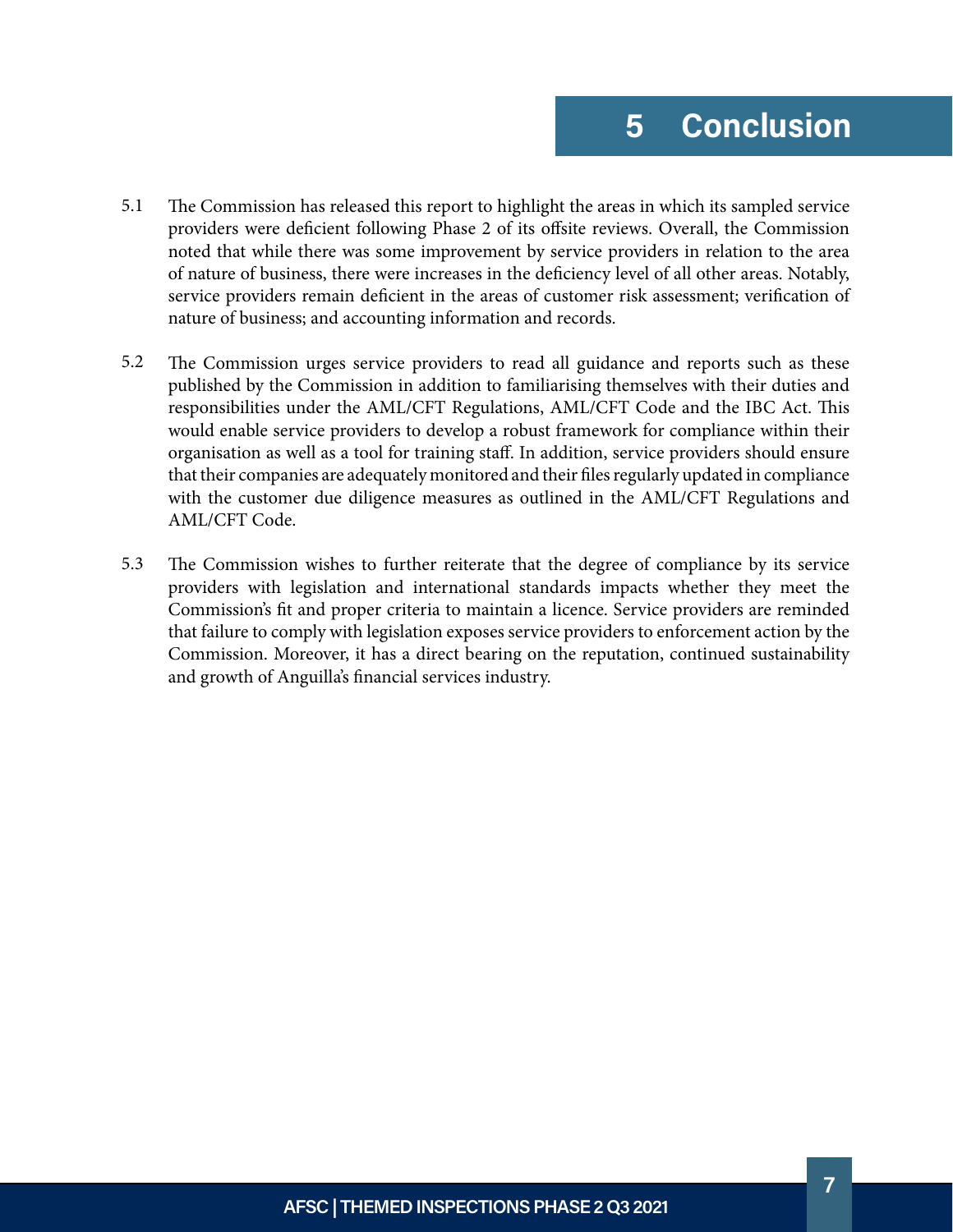# 5 Conclusion

5.1 The Commission has released this report to highlight the areas in which its sampled service providers were deficient following Phase 2 of its offsite reviews. Overall, the Commission noted that while there was some improvement by service providers in relation to the area of nature of business, there were increases in the deficiency level of all other areas. Notably, service providers remain deficient in the areas of customer risk assessment; verification of nature of business; and accounting information and records.

5.2 The Commission urges service providers to read all guidance and reports such as these published by the Commission in addition to familiarising themselves with their duties and responsibilities under the AML/CFT Regulations, AML/CFT Code and the IBC Act. This would enable service providers to develop a robust framework for compliance within their organisation as well as a tool for training staff. In addition, service providers should ensure that their companies are adequately monitored and their files regularly updated in compliance with the customer due diligence measures as outlined in the AML/CFT Regulations and AML/CFT Code.

5.3 The Commission wishes to further reiterate that the degree of compliance by its service providers with legislation and international standards impacts whether they meet the Commission's fit and proper criteria to maintain a licence. Service providers are reminded that failure to comply with legislation exposes service providers to enforcement action by the Commission. Moreover, it has a direct bearing on the reputation, continued sustainability and growth of Anguilla's financial services industry.